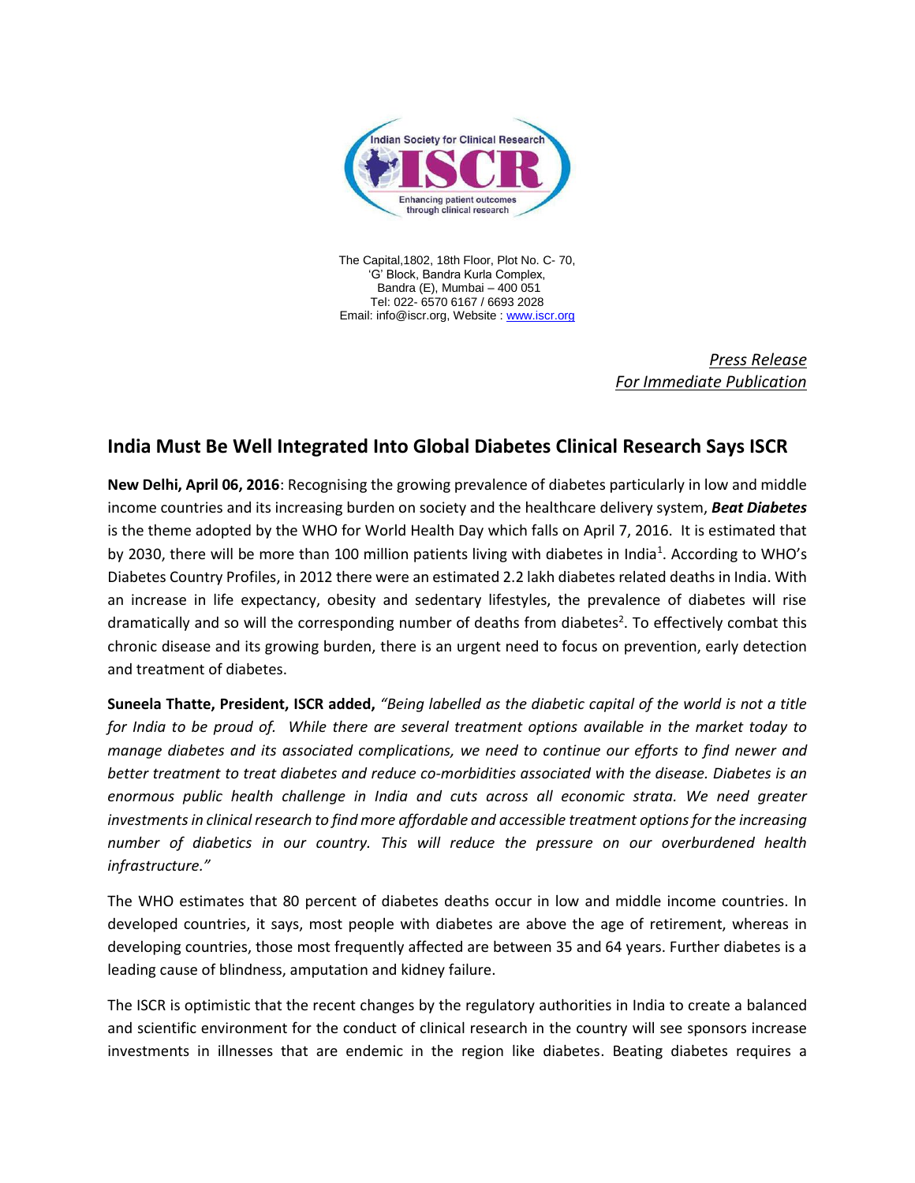Indian Society for Clinical Research

ISCR

Enhancing patient outcomes through clinical research

The Capital,1802, 18th Floor, Plot No. C- 70,
'G' Block, Bandra Kurla Complex,
Bandra (E), Mumbai – 400 051
Tel: 022- 6570 6167 / 6693 2028
Email: info@iscr.org, Website : www.iscr.org

*Press Release*
*For Immediate Publication*

## India Must Be Well Integrated Into Global Diabetes Clinical Research Says ISCR

**New Delhi, April 06, 2016**: Recognising the growing prevalence of diabetes particularly in low and middle income countries and its increasing burden on society and the healthcare delivery system, ***Beat Diabetes*** is the theme adopted by the WHO for World Health Day which falls on April 7, 2016. It is estimated that by 2030, there will be more than 100 million patients living with diabetes in India[1]. According to WHO's Diabetes Country Profiles, in 2012 there were an estimated 2.2 lakh diabetes related deaths in India. With an increase in life expectancy, obesity and sedentary lifestyles, the prevalence of diabetes will rise dramatically and so will the corresponding number of deaths from diabetes[2]. To effectively combat this chronic disease and its growing burden, there is an urgent need to focus on prevention, early detection and treatment of diabetes.

**Suneela Thatte, President, ISCR added,** *"Being labelled as the diabetic capital of the world is not a title for India to be proud of. While there are several treatment options available in the market today to manage diabetes and its associated complications, we need to continue our efforts to find newer and better treatment to treat diabetes and reduce co-morbidities associated with the disease. Diabetes is an enormous public health challenge in India and cuts across all economic strata. We need greater investments in clinical research to find more affordable and accessible treatment options for the increasing number of diabetics in our country. This will reduce the pressure on our overburdened health infrastructure."*

The WHO estimates that 80 percent of diabetes deaths occur in low and middle income countries. In developed countries, it says, most people with diabetes are above the age of retirement, whereas in developing countries, those most frequently affected are between 35 and 64 years. Further diabetes is a leading cause of blindness, amputation and kidney failure.

The ISCR is optimistic that the recent changes by the regulatory authorities in India to create a balanced and scientific environment for the conduct of clinical research in the country will see sponsors increase investments in illnesses that are endemic in the region like diabetes. Beating diabetes requires a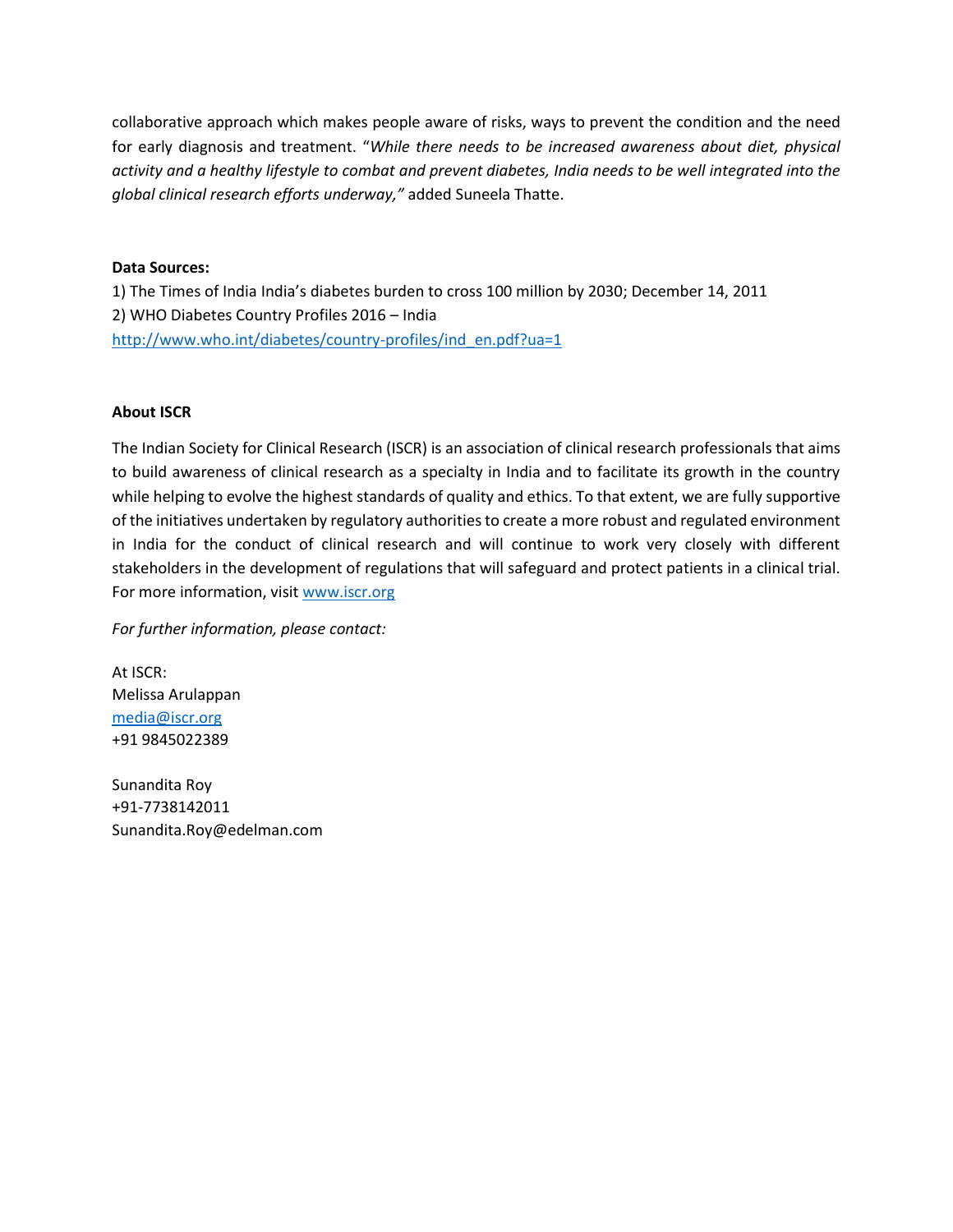collaborative approach which makes people aware of risks, ways to prevent the condition and the need for early diagnosis and treatment. "*While there needs to be increased awareness about diet, physical activity and a healthy lifestyle to combat and prevent diabetes, India needs to be well integrated into the global clinical research efforts underway,*" added Suneela Thatte.

**Data Sources:**

1) The Times of India India's diabetes burden to cross 100 million by 2030; December 14, 2011
2) WHO Diabetes Country Profiles 2016 – India
http://www.who.int/diabetes/country-profiles/ind_en.pdf?ua=1

**About ISCR**

The Indian Society for Clinical Research (ISCR) is an association of clinical research professionals that aims to build awareness of clinical research as a specialty in India and to facilitate its growth in the country while helping to evolve the highest standards of quality and ethics. To that extent, we are fully supportive of the initiatives undertaken by regulatory authorities to create a more robust and regulated environment in India for the conduct of clinical research and will continue to work very closely with different stakeholders in the development of regulations that will safeguard and protect patients in a clinical trial. For more information, visit www.iscr.org

*For further information, please contact:*

At ISCR:
Melissa Arulappan
media@iscr.org
+91 9845022389

Sunandita Roy
+91-7738142011
Sunandita.Roy@edelman.com